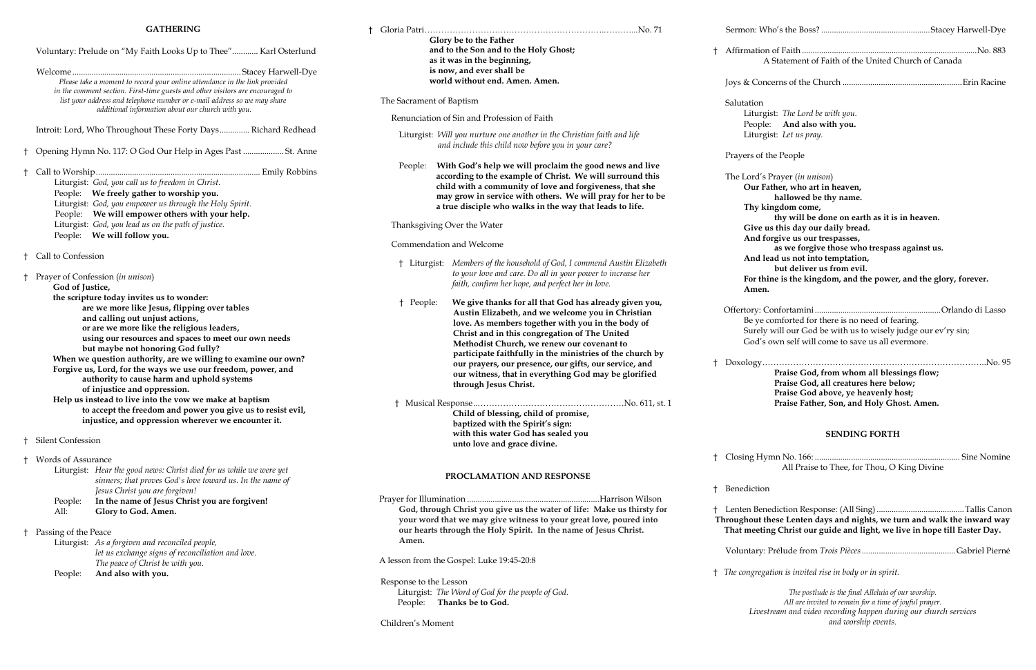## GATHERING

Voluntary: Prelude on "My Faith Looks Up to Thee" ............ Karl Osterlund

Welcome ............................................................................... Stacey Harwell-Dye

*Please take a moment to record your online attendance in the link provided in the comment section. First-time guests and other visitors are encouraged to list your address and telephone number or e-mail address so we may share additional information about our church with you.*

Introit: Lord, Who Throughout These Forty Days .............. Richard Redhead

† Opening Hymn No. 117: O God Our Help in Ages Past ................... St. Anne

† Call to Worship ............................................................................. Emily Robbins

Liturgist: *God, you call us to freedom in Christ.*
People: **We freely gather to worship you.**
Liturgist: *God, you empower us through the Holy Spirit.*
People: **We will empower others with your help.**
Liturgist: *God, you lead us on the path of justice.*
People: **We will follow you.**

† Call to Confession

† Prayer of Confession (*in unison*)

**God of Justice,**
**the scripture today invites us to wonder:**
**are we more like Jesus, flipping over tables**
**and calling out unjust actions,**
**or are we more like the religious leaders,**
**using our resources and spaces to meet our own needs**
**but maybe not honoring God fully?**
**When we question authority, are we willing to examine our own?**
**Forgive us, Lord, for the ways we use our freedom, power, and**
**authority to cause harm and uphold systems**
**of injustice and oppression.**
**Help us instead to live into the vow we make at baptism**
**to accept the freedom and power you give us to resist evil,**
**injustice, and oppression wherever we encounter it.**

† Silent Confession

† Words of Assurance

Liturgist: *Hear the good news: Christ died for us while we were yet sinners; that proves God's love toward us. In the name of Jesus Christ you are forgiven!*
People: **In the name of Jesus Christ you are forgiven!**
All: **Glory to God. Amen.**

† Passing of the Peace

Liturgist: *As a forgiven and reconciled people, let us exchange signs of reconciliation and love. The peace of Christ be with you.*
People: **And also with you.**

† Gloria Patri………………………………………………………..………..No. 71

**Glory be to the Father**
**and to the Son and to the Holy Ghost;**
**as it was in the beginning,**
**is now, and ever shall be**
**world without end. Amen. Amen.**

The Sacrament of Baptism

Renunciation of Sin and Profession of Faith

Liturgist: *Will you nurture one another in the Christian faith and life and include this child now before you in your care?*

People: **With God's help we will proclaim the good news and live according to the example of Christ. We will surround this child with a community of love and forgiveness, that she may grow in service with others. We will pray for her to be a true disciple who walks in the way that leads to life.**

Thanksgiving Over the Water

Commendation and Welcome

† Liturgist: *Members of the household of God, I commend Austin Elizabeth to your love and care. Do all in your power to increase her faith, confirm her hope, and perfect her in love.*

† People: **We give thanks for all that God has already given you, Austin Elizabeth, and we welcome you in Christian love. As members together with you in the body of Christ and in this congregation of The United Methodist Church, we renew our covenant to participate faithfully in the ministries of the church by our prayers, our presence, our gifts, our service, and our witness, that in everything God may be glorified through Jesus Christ.**

† Musical Response………………………………………………No. 611, st. 1

**Child of blessing, child of promise,**
**baptized with the Spirit's sign:**
**with this water God has sealed you**
**unto love and grace divine.**

## PROCLAMATION AND RESPONSE

Prayer for Illumination ............................................................Harrison Wilson

**God, through Christ you give us the water of life: Make us thirsty for your word that we may give witness to your great love, poured into our hearts through the Holy Spirit. In the name of Jesus Christ. Amen.**

A lesson from the Gospel: Luke 19:45-20:8

Response to the Lesson

Liturgist: *The Word of God for the people of God.*
People: **Thanks be to God.**

Children's Moment

Sermon: Who's the Boss? ...................................................Stacey Harwell-Dye

† Affirmation of Faith .................................................................................No. 883
A Statement of Faith of the United Church of Canada

Joys & Concerns of the Church ........................................................Erin Racine

Salutation

Liturgist: *The Lord be with you.*
People: **And also with you.**
Liturgist: *Let us pray.*

Prayers of the People

The Lord's Prayer (*in unison*)

**Our Father, who art in heaven,**
**hallowed be thy name.**
**Thy kingdom come,**
**thy will be done on earth as it is in heaven.**
**Give us this day our daily bread.**
**And forgive us our trespasses,**
**as we forgive those who trespass against us.**
**And lead us not into temptation,**
**but deliver us from evil.**
**For thine is the kingdom, and the power, and the glory, forever.**
**Amen.**

Offertory: Confortamini ..........................................................Orlando di Lasso

Be ye comforted for there is no need of fearing.
Surely will our God be with us to wisely judge our ev'ry sin;
God's own self will come to save us all evermore.

† Doxology………………………………………………………………………..No. 95

**Praise God, from whom all blessings flow;**
**Praise God, all creatures here below;**
**Praise God above, ye heavenly host;**
**Praise Father, Son, and Holy Ghost. Amen.**

## SENDING FORTH

† Closing Hymn No. 166: ................................................................... Sine Nomine
All Praise to Thee, for Thou, O King Divine

† Benediction

† Lenten Benediction Response: (All Sing) .........................................Tallis Canon

**Throughout these Lenten days and nights, we turn and walk the inward way**
**That meeting Christ our guide and light, we live in hope till Easter Day.**

Voluntary: Prélude from *Trois Pièces* ............................................Gabriel Pierné

† *The congregation is invited rise in body or in spirit.*

*The postlude is the final Alleluia of our worship.*
*All are invited to remain for a time of joyful prayer.*
*Livestream and video recording happen during our church services and worship events.*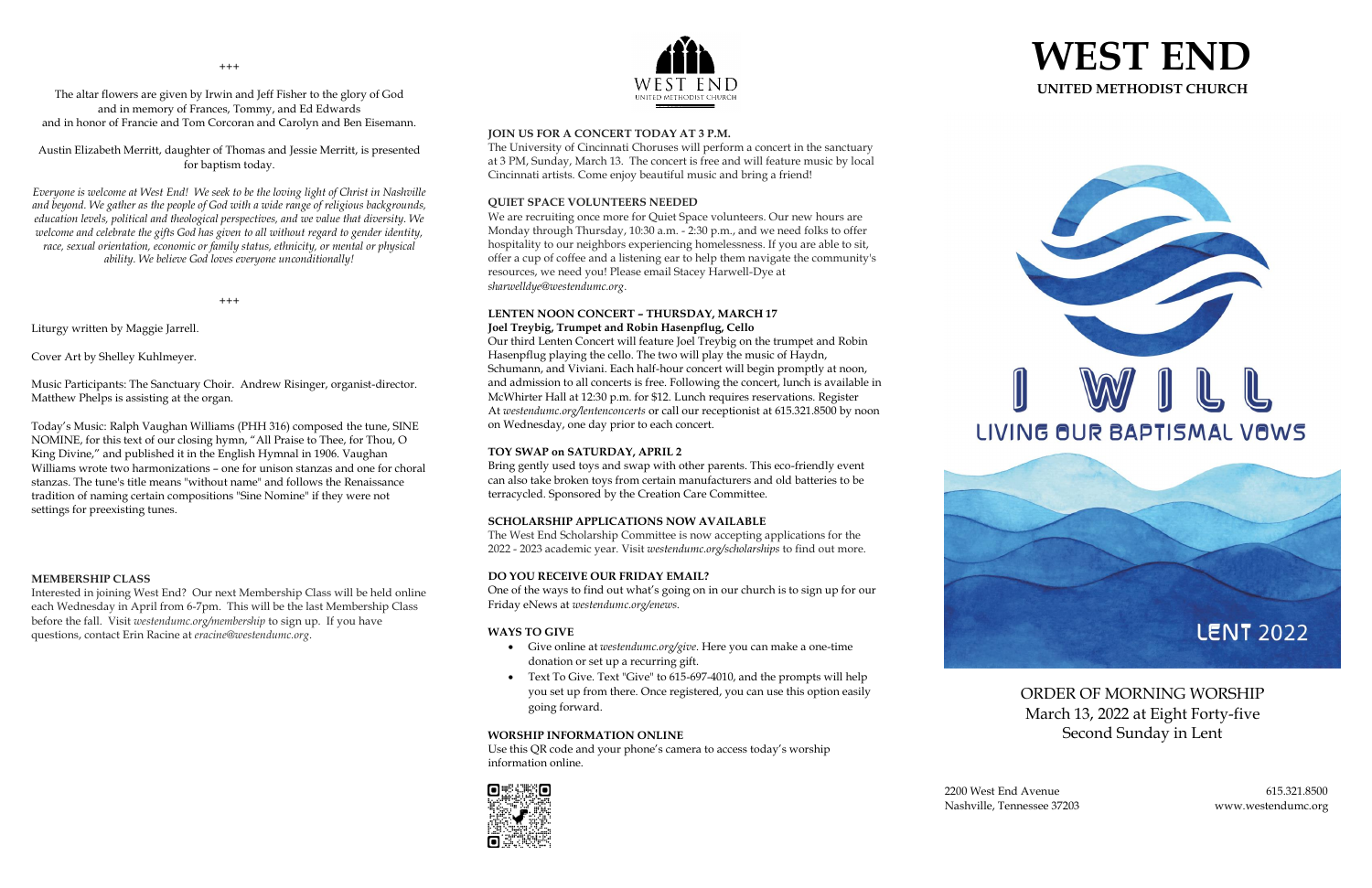+++

The altar flowers are given by Irwin and Jeff Fisher to the glory of God and in memory of Frances, Tommy, and Ed Edwards and in honor of Francie and Tom Corcoran and Carolyn and Ben Eisemann.

Austin Elizabeth Merritt, daughter of Thomas and Jessie Merritt, is presented for baptism today.

*Everyone is welcome at West End! We seek to be the loving light of Christ in Nashville and beyond. We gather as the people of God with a wide range of religious backgrounds, education levels, political and theological perspectives, and we value that diversity. We welcome and celebrate the gifts God has given to all without regard to gender identity, race, sexual orientation, economic or family status, ethnicity, or mental or physical ability. We believe God loves everyone unconditionally!*

+++

Liturgy written by Maggie Jarrell.

Cover Art by Shelley Kuhlmeyer.

Music Participants: The Sanctuary Choir. Andrew Risinger, organist-director. Matthew Phelps is assisting at the organ.

Today's Music: Ralph Vaughan Williams (PHH 316) composed the tune, SINE NOMINE, for this text of our closing hymn, "All Praise to Thee, for Thou, O King Divine," and published it in the English Hymnal in 1906. Vaughan Williams wrote two harmonizations – one for unison stanzas and one for choral stanzas. The tune's title means "without name" and follows the Renaissance tradition of naming certain compositions "Sine Nomine" if they were not settings for preexisting tunes.

**MEMBERSHIP CLASS**

Interested in joining West End? Our next Membership Class will be held online each Wednesday in April from 6-7pm. This will be the last Membership Class before the fall. Visit *westendumc.org/membership* to sign up. If you have questions, contact Erin Racine at *eracine@westendumc.org*.

WEST END UNITED METHODIST CHURCH

**JOIN US FOR A CONCERT TODAY AT 3 P.M.**

The University of Cincinnati Choruses will perform a concert in the sanctuary at 3 PM, Sunday, March 13. The concert is free and will feature music by local Cincinnati artists. Come enjoy beautiful music and bring a friend!

**QUIET SPACE VOLUNTEERS NEEDED**

We are recruiting once more for Quiet Space volunteers. Our new hours are Monday through Thursday, 10:30 a.m. - 2:30 p.m., and we need folks to offer hospitality to our neighbors experiencing homelessness. If you are able to sit, offer a cup of coffee and a listening ear to help them navigate the community's resources, we need you! Please email Stacey Harwell-Dye at *sharwelldye@westendumc.org*.

**LENTEN NOON CONCERT – THURSDAY, MARCH 17**
**Joel Treybig, Trumpet and Robin Hasenpflug, Cello**

Our third Lenten Concert will feature Joel Treybig on the trumpet and Robin Hasenpflug playing the cello. The two will play the music of Haydn, Schumann, and Viviani. Each half-hour concert will begin promptly at noon, and admission to all concerts is free. Following the concert, lunch is available in McWhirter Hall at 12:30 p.m. for $12. Lunch requires reservations. Register At *westendumc.org/lentenconcerts* or call our receptionist at 615.321.8500 by noon on Wednesday, one day prior to each concert.

**TOY SWAP on SATURDAY, APRIL 2**

Bring gently used toys and swap with other parents. This eco-friendly event can also take broken toys from certain manufacturers and old batteries to be terracycled. Sponsored by the Creation Care Committee.

**SCHOLARSHIP APPLICATIONS NOW AVAILABLE**

The West End Scholarship Committee is now accepting applications for the 2022 - 2023 academic year. Visit *westendumc.org/scholarships* to find out more.

**DO YOU RECEIVE OUR FRIDAY EMAIL?**

One of the ways to find out what's going on in our church is to sign up for our Friday eNews at *westendumc.org/enews*.

**WAYS TO GIVE**

- Give online at *westendumc.org/give*. Here you can make a one-time donation or set up a recurring gift.
- Text To Give. Text "Give" to 615-697-4010, and the prompts will help you set up from there. Once registered, you can use this option easily going forward.

**WORSHIP INFORMATION ONLINE**

Use this QR code and your phone's camera to access today's worship information online.

# WEST END

**UNITED METHODIST CHURCH**

I WILL

LIVING OUR BAPTISMAL VOWS

LENT 2022

ORDER OF MORNING WORSHIP
March 13, 2022 at Eight Forty-five
Second Sunday in Lent

2200 West End Avenue
Nashville, Tennessee 37203

615.321.8500
www.westendumc.org